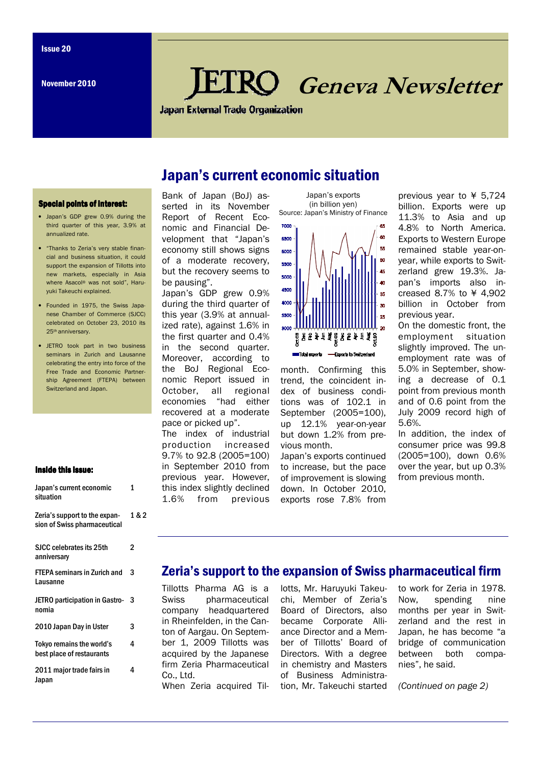Issue 20

November 2010

# JETRO Geneva Newsletter

Japan External Trade Organization

## Japan's current economic situation

**Special points of interest:**

- Japan's GDP grew 0.9% during the third quarter of this year, 3.9% at annualized rate.
- "Thanks to Zeria's very stable financial and business situation, it could support the expansion of Tillotts into new markets, especially in Asia where Asacol® was not sold", Haruyuki Takeuchi explained.
- Founded in 1975, the Swiss Japanese Chamber of Commerce (SJCC) celebrated on October 23, 2010 its 25th anniversary.
- JETRO took part in two business seminars in Zurich and Lausanne celebrating the entry into force of the Free Trade and Economic Partnership Agreement (FTEPA) between Switzerland and Japan.

**Inside this issue:**

| | |
|---|---|
| Japan's current economic situation | 1 |
| Zeria's support to the expansion of Swiss pharmaceutical | 1 & 2 |
| SJCC celebrates its 25th anniversary | 2 |
| FTEPA seminars in Zurich and Lausanne | 3 |
| JETRO participation in Gastronomia | 3 |
| 2010 Japan Day in Uster | 3 |
| Tokyo remains the world's best place of restaurants | 4 |
| 2011 major trade fairs in Japan | 4 |

Bank of Japan (BoJ) asserted in its November Report of Recent Economic and Financial Development that "Japan's economy still shows signs of a moderate recovery, but the recovery seems to be pausing".

Japan's GDP grew 0.9% during the third quarter of this year (3.9% at annualized rate), against 1.6% in the first quarter and 0.4% in the second quarter. Moreover, according to the BoJ Regional Economic Report issued in October, all regional economies "had either recovered at a moderate pace or picked up".

The index of industrial production increased 9.7% to 92.8 (2005=100) in September 2010 from previous year. However, this index slightly declined 1.6% from previous month. Confirming this trend, the coincident index of business conditions was of 102.1 in September (2005=100), up 12.1% year-on-year but down 1.2% from previous month.

Japan's exports
(in billion yen)
Source: Japan's Ministry of Finance

Japan's exports continued to increase, but the pace of improvement is slowing down. In October 2010, exports rose 7.8% from previous year to ¥ 5,724 billion. Exports were up 11.3% to Asia and up 4.8% to North America. Exports to Western Europe remained stable year-on-year, while exports to Switzerland grew 19.3%. Japan's imports also increased 8.7% to ¥ 4,902 billion in October from previous year.

On the domestic front, the employment situation slightly improved. The unemployment rate was of 5.0% in September, showing a decrease of 0.1 point from previous month and of 0.6 point from the July 2009 record high of 5.6%.

In addition, the index of consumer price was 99.8 (2005=100), down 0.6% over the year, but up 0.3% from previous month.

## Zeria's support to the expansion of Swiss pharmaceutical firm

Tillotts Pharma AG is a Swiss pharmaceutical company headquartered in Rheinfelden, in the Canton of Aargau. On September 1, 2009 Tillotts was acquired by the Japanese firm Zeria Pharmaceutical Co., Ltd.

When Zeria acquired Tillotts, Mr. Haruyuki Takeuchi, Member of Zeria's Board of Directors, also became Corporate Alliance Director and a Member of Tillotts' Board of Directors. With a degree in chemistry and Masters of Business Administration, Mr. Takeuchi started to work for Zeria in 1978. Now, spending nine months per year in Switzerland and the rest in Japan, he has become "a bridge of communication between both companies", he said.

*(Continued on page 2)*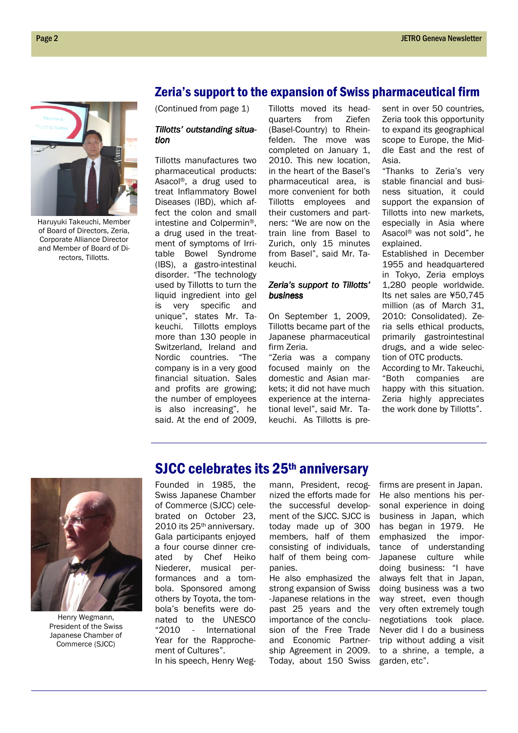## Zeria's support to the expansion of Swiss pharmaceutical firm

Haruyuki Takeuchi, Member of Board of Directors, Zeria, Corporate Alliance Director and Member of Board of Directors, Tillotts.

(Continued from page 1)

### *Tillotts' outstanding situation*

Tillotts manufactures two pharmaceutical products: Asacol®, a drug used to treat Inflammatory Bowel Diseases (IBD), which affect the colon and small intestine and Colpermin®, a drug used in the treatment of symptoms of Irritable Bowel Syndrome (IBS), a gastro-intestinal disorder. "The technology used by Tillotts to turn the liquid ingredient into gel is very specific and unique", states Mr. Takeuchi. Tillotts employs more than 130 people in Switzerland, Ireland and Nordic countries. "The company is in a very good financial situation. Sales and profits are growing; the number of employees is also increasing", he said. At the end of 2009, Tillotts moved its headquarters from Ziefen (Basel-Country) to Rheinfelden. The move was completed on January 1, 2010. This new location, in the heart of the Basel's pharmaceutical area, is more convenient for both Tillotts employees and their customers and partners: "We are now on the train line from Basel to Zurich, only 15 minutes from Basel", said Mr. Takeuchi.

### *Zeria's support to Tillotts' business*

On September 1, 2009, Tillotts became part of the Japanese pharmaceutical firm Zeria.

"Zeria was a company focused mainly on the domestic and Asian markets; it did not have much experience at the international level", said Mr. Takeuchi. As Tillotts is present in over 50 countries, Zeria took this opportunity to expand its geographical scope to Europe, the Middle East and the rest of Asia.

"Thanks to Zeria's very stable financial and business situation, it could support the expansion of Tillotts into new markets, especially in Asia where Asacol® was not sold", he explained.

Established in December 1955 and headquartered in Tokyo, Zeria employs 1,280 people worldwide. Its net sales are ¥50,745 million (as of March 31, 2010: Consolidated). Zeria sells ethical products, primarily gastrointestinal drugs, and a wide selection of OTC products.

According to Mr. Takeuchi, "Both companies are happy with this situation. Zeria highly appreciates the work done by Tillotts".

## SJCC celebrates its 25th anniversary

Henry Wegmann, President of the Swiss Japanese Chamber of Commerce (SJCC)

Founded in 1985, the Swiss Japanese Chamber of Commerce (SJCC) celebrated on October 23, 2010 its 25th anniversary. Gala participants enjoyed a four course dinner created by Chef Heiko Niederer, musical performances and a tombola. Sponsored among others by Toyota, the tombola's benefits were donated to the UNESCO "2010 - International Year for the Rapprochement of Cultures".

In his speech, Henry Wegmann, President, recognized the efforts made for the successful development of the SJCC. SJCC is today made up of 300 members, half of them consisting of individuals, half of them being companies.

He also emphasized the strong expansion of Swiss-Japanese relations in the past 25 years and the importance of the conclusion of the Free Trade and Economic Partnership Agreement in 2009. Today, about 150 Swiss firms are present in Japan. He also mentions his personal experience in doing business in Japan, which has began in 1979. He emphasized the importance of understanding Japanese culture while doing business: "I have always felt that in Japan, doing business was a two way street, even though very often extremely tough negotiations took place. Never did I do a business trip without adding a visit to a shrine, a temple, a garden, etc".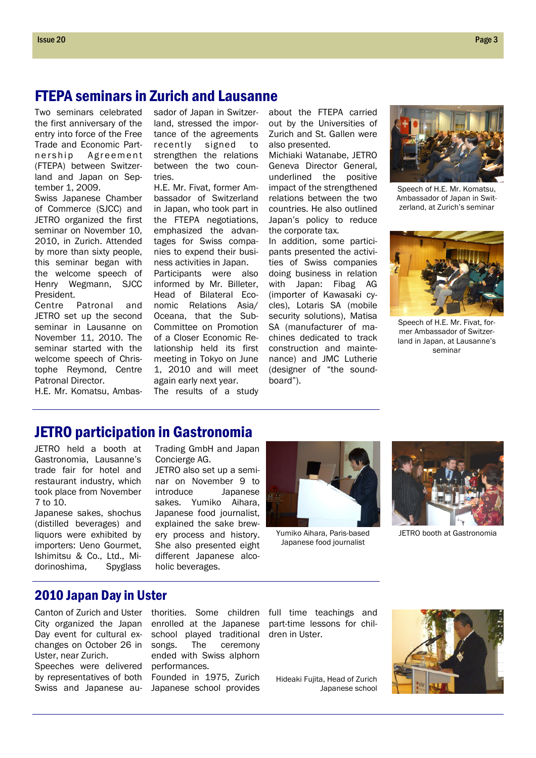## FTEPA seminars in Zurich and Lausanne

Two seminars celebrated the first anniversary of the entry into force of the Free Trade and Economic Partnership Agreement (FTEPA) between Switzerland and Japan on September 1, 2009.

Swiss Japanese Chamber of Commerce (SJCC) and JETRO organized the first seminar on November 10, 2010, in Zurich. Attended by more than sixty people, this seminar began with the welcome speech of Henry Wegmann, SJCC President.

Centre Patronal and JETRO set up the second seminar in Lausanne on November 11, 2010. The seminar started with the welcome speech of Christophe Reymond, Centre Patronal Director.

H.E. Mr. Komatsu, Ambassador of Japan in Switzerland, stressed the importance of the agreements recently signed to strengthen the relations between the two countries.

H.E. Mr. Fivat, former Ambassador of Switzerland in Japan, who took part in the FTEPA negotiations, emphasized the advantages for Swiss companies to expend their business activities in Japan.

Participants were also informed by Mr. Billeter, Head of Bilateral Economic Relations Asia/Oceana, that the Sub-Committee on Promotion of a Closer Economic Relationship held its first meeting in Tokyo on June 1, 2010 and will meet again early next year.

The results of a study about the FTEPA carried out by the Universities of Zurich and St. Gallen were also presented.

Michiaki Watanabe, JETRO Geneva Director General, underlined the positive impact of the strengthened relations between the two countries. He also outlined Japan's policy to reduce the corporate tax.

In addition, some participants presented the activities of Swiss companies doing business in relation with Japan: Fibag AG (importer of Kawasaki cycles), Lotaris SA (mobile security solutions), Matisa SA (manufacturer of machines dedicated to track construction and maintenance) and JMC Lutherie (designer of "the soundboard").

Speech of H.E. Mr. Komatsu, Ambassador of Japan in Switzerland, at Zurich's seminar

Speech of H.E. Mr. Fivat, former Ambassador of Switzerland in Japan, at Lausanne's seminar

## JETRO participation in Gastronomia

JETRO held a booth at Gastronomia, Lausanne's trade fair for hotel and restaurant industry, which took place from November 7 to 10.

Japanese sakes, shochus (distilled beverages) and liquors were exhibited by importers: Ueno Gourmet, Ishimitsu & Co., Ltd., Midorinoshima, Spyglass Trading GmbH and Japan Concierge AG.

JETRO also set up a seminar on November 9 to introduce Japanese sakes. Yumiko Aihara, Japanese food journalist, explained the sake brewery process and history. She also presented eight different Japanese alcoholic beverages.

Yumiko Aihara, Paris-based Japanese food journalist

JETRO booth at Gastronomia

## 2010 Japan Day in Uster

Canton of Zurich and Uster City organized the Japan Day event for cultural exchanges on October 26 in Uster, near Zurich.

Speeches were delivered by representatives of both Swiss and Japanese authorities. Some children enrolled at the Japanese school played traditional songs. The ceremony ended with Swiss alphorn performances.

Founded in 1975, Zurich Japanese school provides full time teachings and part-time lessons for children in Uster.

Hideaki Fujita, Head of Zurich Japanese school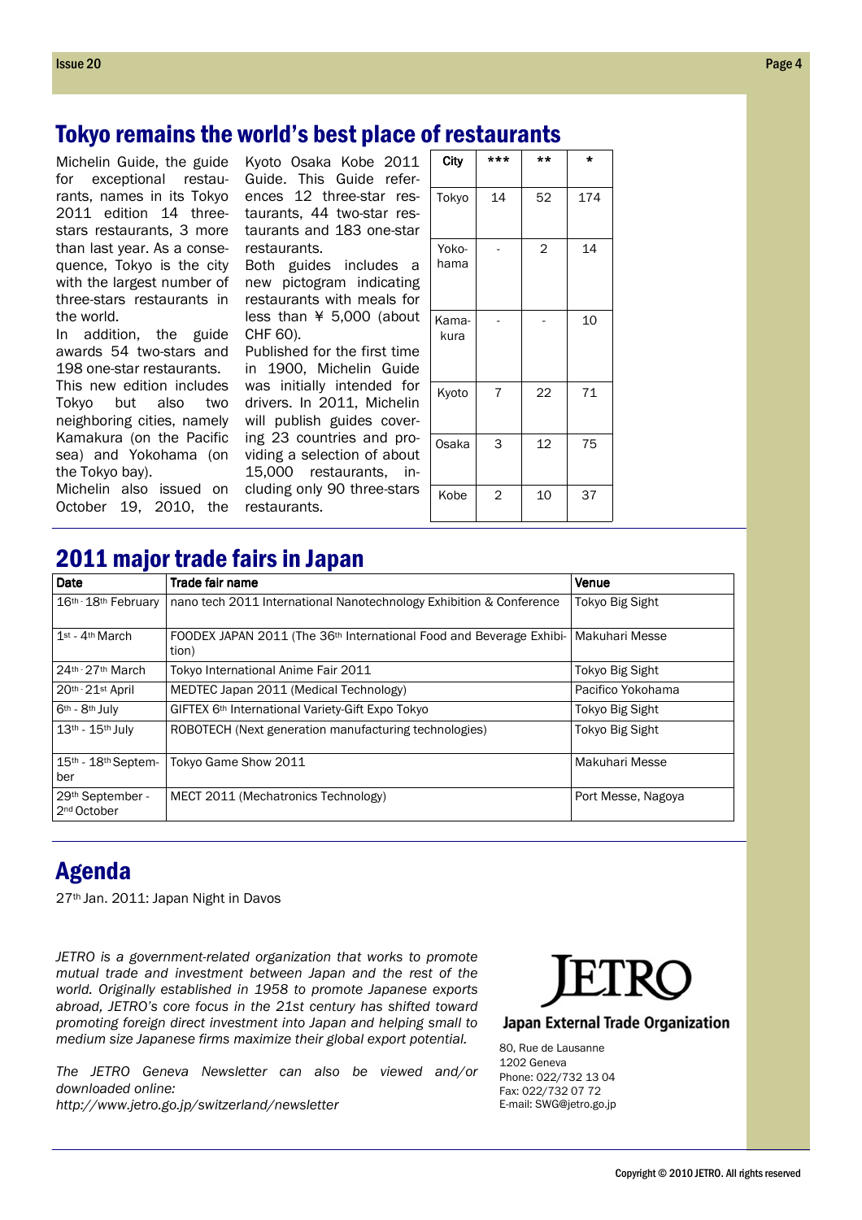## Tokyo remains the world's best place of restaurants

Michelin Guide, the guide for exceptional restaurants, names in its Tokyo 2011 edition 14 three-stars restaurants, 3 more than last year. As a consequence, Tokyo is the city with the largest number of three-stars restaurants in the world.

In addition, the guide awards 54 two-stars and 198 one-star restaurants.

This new edition includes Tokyo but also two neighboring cities, namely Kamakura (on the Pacific sea) and Yokohama (on the Tokyo bay).

Michelin also issued on October 19, 2010, the Kyoto Osaka Kobe 2011 Guide. This Guide references 12 three-star restaurants, 44 two-star restaurants and 183 one-star restaurants.

Both guides includes a new pictogram indicating restaurants with meals for less than ¥ 5,000 (about CHF 60).

Published for the first time in 1900, Michelin Guide was initially intended for drivers. In 2011, Michelin will publish guides covering 23 countries and providing a selection of about 15,000 restaurants, including only 90 three-stars restaurants.

| City | *** | ** | * |
|---|---|---|---|
| Tokyo | 14 | 52 | 174 |
| Yokohama | - | 2 | 14 |
| Kamakura | - | - | 10 |
| Kyoto | 7 | 22 | 71 |
| Osaka | 3 | 12 | 75 |
| Kobe | 2 | 10 | 37 |

## 2011 major trade fairs in Japan

| Date | Trade fair name | Venue |
|---|---|---|
| 16th - 18th February | nano tech 2011 International Nanotechnology Exhibition & Conference | Tokyo Big Sight |
| 1st - 4th March | FOODEX JAPAN 2011 (The 36th International Food and Beverage Exhibition) | Makuhari Messe |
| 24th - 27th March | Tokyo International Anime Fair 2011 | Tokyo Big Sight |
| 20th - 21st April | MEDTEC Japan 2011 (Medical Technology) | Pacifico Yokohama |
| 6th - 8th July | GIFTEX 6th International Variety-Gift Expo Tokyo | Tokyo Big Sight |
| 13th - 15th July | ROBOTECH (Next generation manufacturing technologies) | Tokyo Big Sight |
| 15th - 18th September | Tokyo Game Show 2011 | Makuhari Messe |
| 29th September - 2nd October | MECT 2011 (Mechatronics Technology) | Port Messe, Nagoya |

## Agenda

27th Jan. 2011: Japan Night in Davos

*JETRO is a government-related organization that works to promote mutual trade and investment between Japan and the rest of the world. Originally established in 1958 to promote Japanese exports abroad, JETRO's core focus in the 21st century has shifted toward promoting foreign direct investment into Japan and helping small to medium size Japanese firms maximize their global export potential.*

*The JETRO Geneva Newsletter can also be viewed and/or downloaded online:*
*http://www.jetro.go.jp/switzerland/newsletter*

JETRO
Japan External Trade Organization

80, Rue de Lausanne
1202 Geneva
Phone: 022/732 13 04
Fax: 022/732 07 72
E-mail: SWG@jetro.go.jp

Copyright © 2010 JETRO. All rights reserved